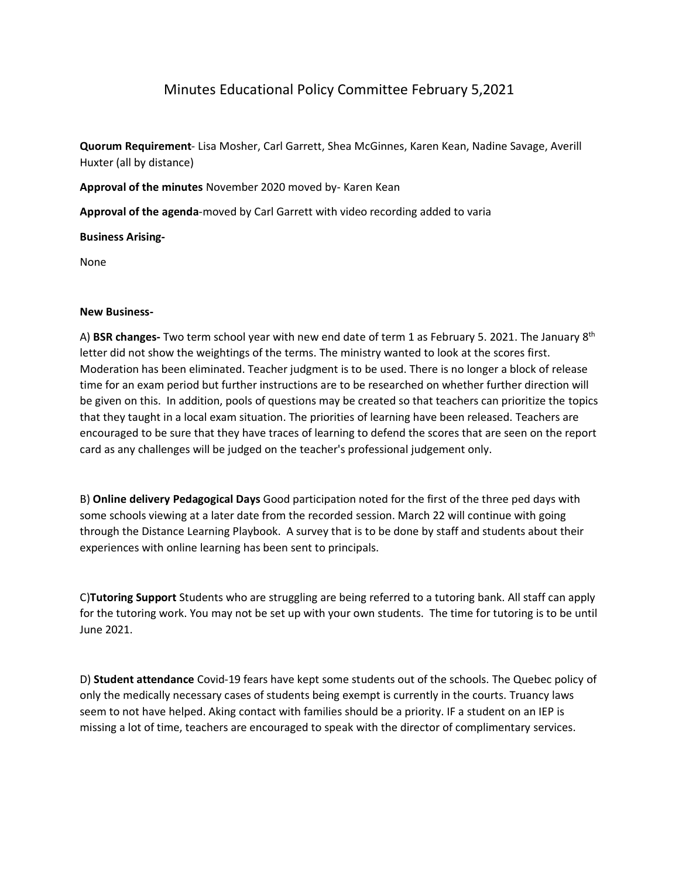# Minutes Educational Policy Committee February 5,2021

**Quorum Requirement**- Lisa Mosher, Carl Garrett, Shea McGinnes, Karen Kean, Nadine Savage, Averill Huxter (all by distance)

**Approval of the minutes** November 2020 moved by- Karen Kean

**Approval of the agenda**-moved by Carl Garrett with video recording added to varia

**Business Arising-**

None

**New Business-**

A) **BSR changes-** Two term school year with new end date of term 1 as February 5. 2021. The January 8th letter did not show the weightings of the terms. The ministry wanted to look at the scores first. Moderation has been eliminated. Teacher judgment is to be used. There is no longer a block of release time for an exam period but further instructions are to be researched on whether further direction will be given on this. In addition, pools of questions may be created so that teachers can prioritize the topics that they taught in a local exam situation. The priorities of learning have been released. Teachers are encouraged to be sure that they have traces of learning to defend the scores that are seen on the report card as any challenges will be judged on the teacher's professional judgement only.

B) **Online delivery Pedagogical Days** Good participation noted for the first of the three ped days with some schools viewing at a later date from the recorded session. March 22 will continue with going through the Distance Learning Playbook. A survey that is to be done by staff and students about their experiences with online learning has been sent to principals.

C)**Tutoring Support** Students who are struggling are being referred to a tutoring bank. All staff can apply for the tutoring work. You may not be set up with your own students. The time for tutoring is to be until June 2021.

D) **Student attendance** Covid-19 fears have kept some students out of the schools. The Quebec policy of only the medically necessary cases of students being exempt is currently in the courts. Truancy laws seem to not have helped. Aking contact with families should be a priority. IF a student on an IEP is missing a lot of time, teachers are encouraged to speak with the director of complimentary services.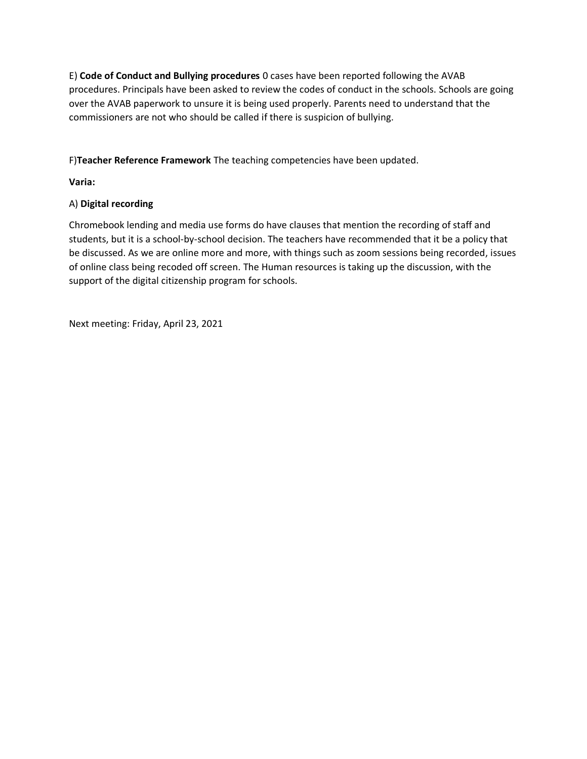E) **Code of Conduct and Bullying procedures** 0 cases have been reported following the AVAB procedures. Principals have been asked to review the codes of conduct in the schools. Schools are going over the AVAB paperwork to unsure it is being used properly. Parents need to understand that the commissioners are not who should be called if there is suspicion of bullying.

F)**Teacher Reference Framework** The teaching competencies have been updated.

**Varia:**

A) **Digital recording**

Chromebook lending and media use forms do have clauses that mention the recording of staff and students, but it is a school-by-school decision. The teachers have recommended that it be a policy that be discussed. As we are online more and more, with things such as zoom sessions being recorded, issues of online class being recoded off screen. The Human resources is taking up the discussion, with the support of the digital citizenship program for schools.

Next meeting: Friday, April 23, 2021